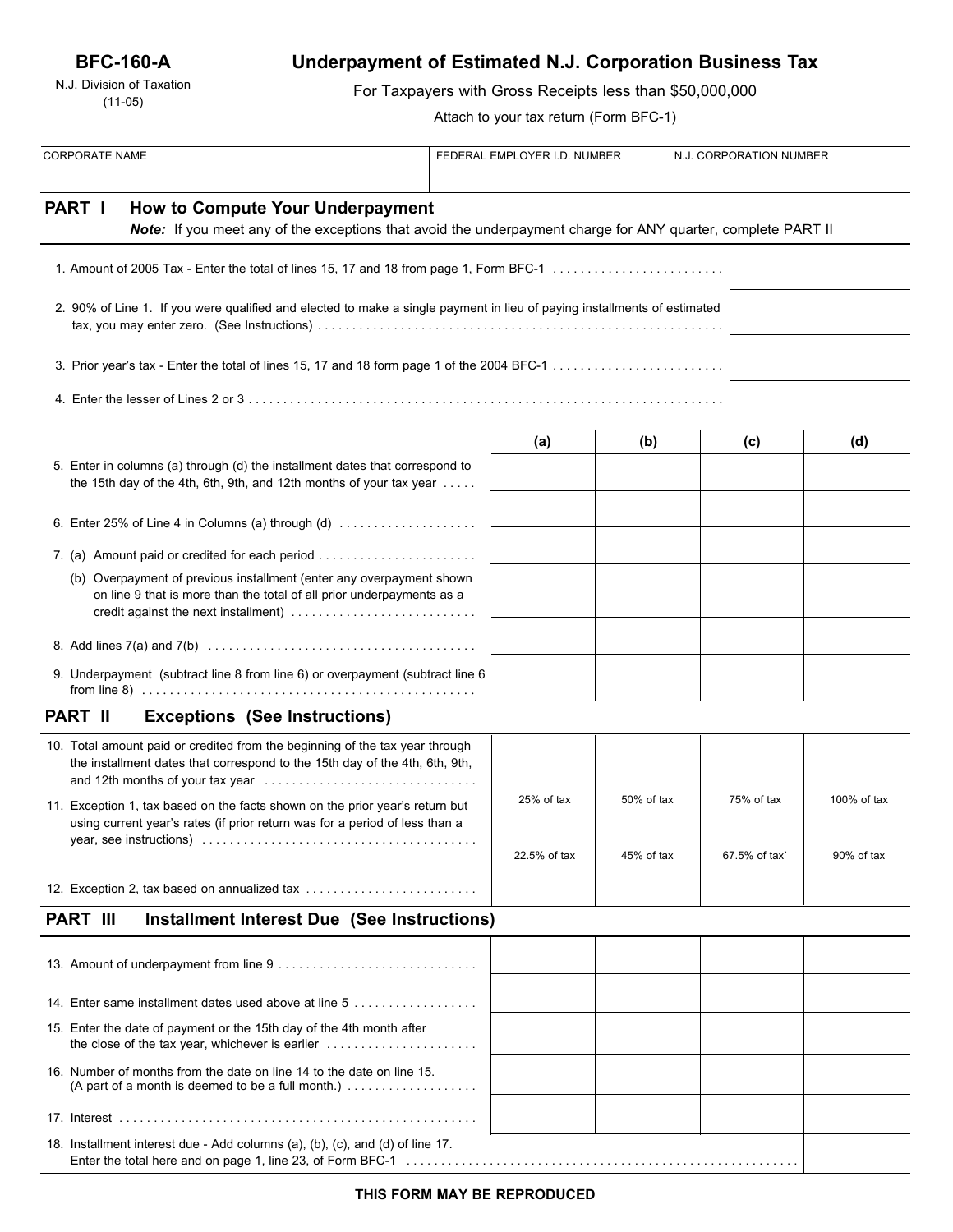**BFC-160-A**

N.J. Division of Taxation
(11-05)

# Underpayment of Estimated N.J. Corporation Business Tax

For Taxpayers with Gross Receipts less than $50,000,000

Attach to your tax return (Form BFC-1)

| CORPORATE NAME | FEDERAL EMPLOYER I.D. NUMBER | N.J. CORPORATION NUMBER |
|---|---|---|
| | | |

## PART I How to Compute Your Underpayment

***Note:*** If you meet any of the exceptions that avoid the underpayment charge for ANY quarter, complete PART II

| | |
|---|---|
| 1. Amount of 2005 Tax - Enter the total of lines 15, 17 and 18 from page 1, Form BFC-1 | |
| 2. 90% of Line 1. If you were qualified and elected to make a single payment in lieu of paying installments of estimated tax, you may enter zero. (See Instructions) | |
| 3. Prior year's tax - Enter the total of lines 15, 17 and 18 form page 1 of the 2004 BFC-1 | |
| 4. Enter the lesser of Lines 2 or 3 | |

| | (a) | (b) | (c) | (d) |
|---|---|---|---|---|
| 5. Enter in columns (a) through (d) the installment dates that correspond to the 15th day of the 4th, 6th, 9th, and 12th months of your tax year | | | | |
| 6. Enter 25% of Line 4 in Columns (a) through (d) | | | | |
| 7. (a) Amount paid or credited for each period | | | | |
| (b) Overpayment of previous installment (enter any overpayment shown on line 9 that is more than the total of all prior underpayments as a credit against the next installment) | | | | |
| 8. Add lines 7(a) and 7(b) | | | | |
| 9. Underpayment (subtract line 8 from line 6) or overpayment (subtract line 6 from line 8) | | | | |

## PART II Exceptions (See Instructions)

| | (a) | (b) | (c) | (d) |
|---|---|---|---|---|
| 10. Total amount paid or credited from the beginning of the tax year through the installment dates that correspond to the 15th day of the 4th, 6th, 9th, and 12th months of your tax year | | | | |
| 11. Exception 1, tax based on the facts shown on the prior year's return but using current year's rates (if prior return was for a period of less than a year, see instructions) | 25% of tax | 50% of tax | 75% of tax | 100% of tax |
| 12. Exception 2, tax based on annualized tax | 22.5% of tax | 45% of tax | 67.5% of tax` | 90% of tax |

## PART III Installment Interest Due (See Instructions)

| | (a) | (b) | (c) | (d) |
|---|---|---|---|---|
| 13. Amount of underpayment from line 9 | | | | |
| 14. Enter same installment dates used above at line 5 | | | | |
| 15. Enter the date of payment or the 15th day of the 4th month after the close of the tax year, whichever is earlier | | | | |
| 16. Number of months from the date on line 14 to the date on line 15. (A part of a month is deemed to be a full month.) | | | | |
| 17. Interest | | | | |

| | |
|---|---|
| 18. Installment interest due - Add columns (a), (b), (c), and (d) of line 17. Enter the total here and on page 1, line 23, of Form BFC-1 | |

**THIS FORM MAY BE REPRODUCED**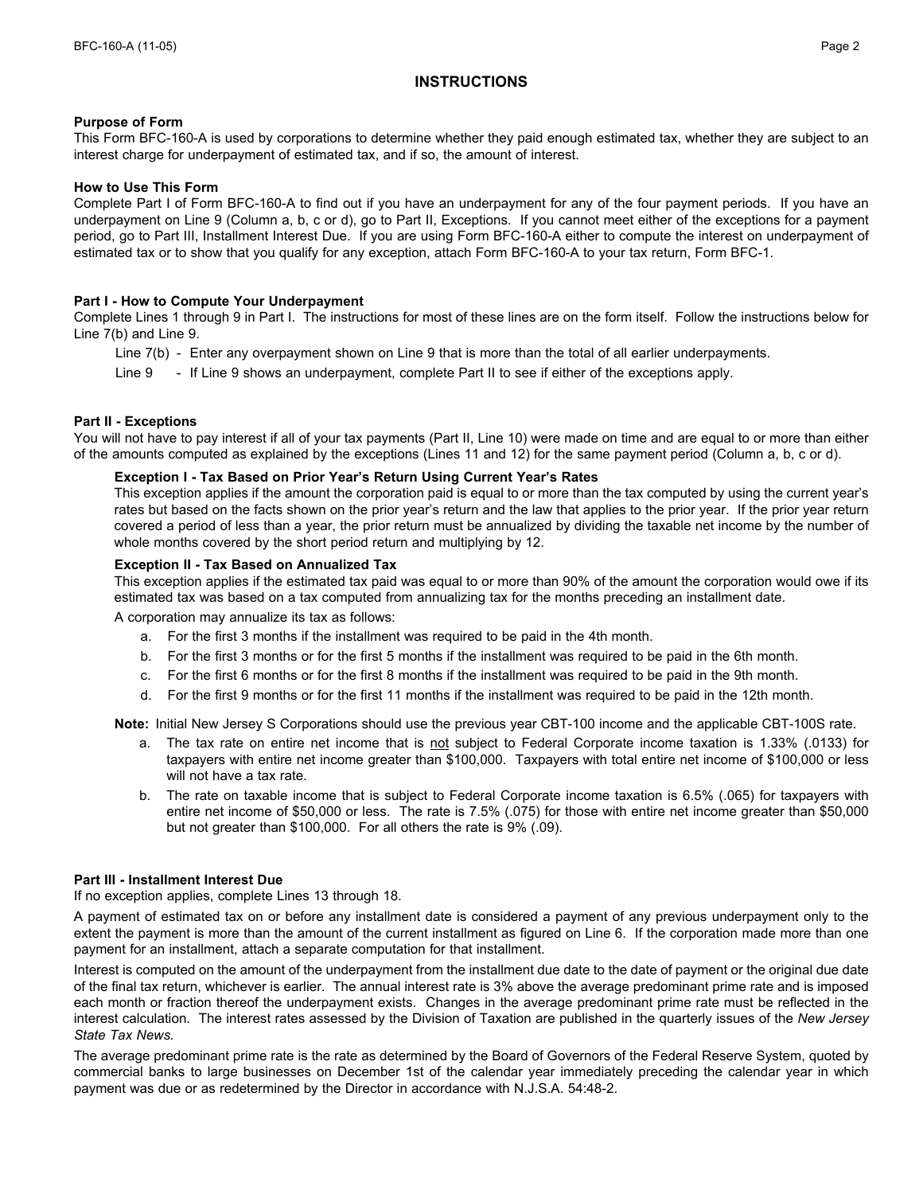# INSTRUCTIONS

**Purpose of Form**

This Form BFC-160-A is used by corporations to determine whether they paid enough estimated tax, whether they are subject to an interest charge for underpayment of estimated tax, and if so, the amount of interest.

**How to Use This Form**

Complete Part I of Form BFC-160-A to find out if you have an underpayment for any of the four payment periods. If you have an underpayment on Line 9 (Column a, b, c or d), go to Part II, Exceptions. If you cannot meet either of the exceptions for a payment period, go to Part III, Installment Interest Due. If you are using Form BFC-160-A either to compute the interest on underpayment of estimated tax or to show that you qualify for any exception, attach Form BFC-160-A to your tax return, Form BFC-1.

**Part I - How to Compute Your Underpayment**

Complete Lines 1 through 9 in Part I. The instructions for most of these lines are on the form itself. Follow the instructions below for Line 7(b) and Line 9.

Line 7(b) - Enter any overpayment shown on Line 9 that is more than the total of all earlier underpayments.

Line 9 - If Line 9 shows an underpayment, complete Part II to see if either of the exceptions apply.

**Part II - Exceptions**

You will not have to pay interest if all of your tax payments (Part II, Line 10) were made on time and are equal to or more than either of the amounts computed as explained by the exceptions (Lines 11 and 12) for the same payment period (Column a, b, c or d).

**Exception I - Tax Based on Prior Year's Return Using Current Year's Rates**

This exception applies if the amount the corporation paid is equal to or more than the tax computed by using the current year's rates but based on the facts shown on the prior year's return and the law that applies to the prior year. If the prior year return covered a period of less than a year, the prior return must be annualized by dividing the taxable net income by the number of whole months covered by the short period return and multiplying by 12.

**Exception II - Tax Based on Annualized Tax**

This exception applies if the estimated tax paid was equal to or more than 90% of the amount the corporation would owe if its estimated tax was based on a tax computed from annualizing tax for the months preceding an installment date.

A corporation may annualize its tax as follows:

a. For the first 3 months if the installment was required to be paid in the 4th month.
b. For the first 3 months or for the first 5 months if the installment was required to be paid in the 6th month.
c. For the first 6 months or for the first 8 months if the installment was required to be paid in the 9th month.
d. For the first 9 months or for the first 11 months if the installment was required to be paid in the 12th month.

**Note:** Initial New Jersey S Corporations should use the previous year CBT-100 income and the applicable CBT-100S rate.

a. The tax rate on entire net income that is not subject to Federal Corporate income taxation is 1.33% (.0133) for taxpayers with entire net income greater than $100,000. Taxpayers with total entire net income of $100,000 or less will not have a tax rate.
b. The rate on taxable income that is subject to Federal Corporate income taxation is 6.5% (.065) for taxpayers with entire net income of $50,000 or less. The rate is 7.5% (.075) for those with entire net income greater than $50,000 but not greater than $100,000. For all others the rate is 9% (.09).

**Part III - Installment Interest Due**

If no exception applies, complete Lines 13 through 18.

A payment of estimated tax on or before any installment date is considered a payment of any previous underpayment only to the extent the payment is more than the amount of the current installment as figured on Line 6. If the corporation made more than one payment for an installment, attach a separate computation for that installment.

Interest is computed on the amount of the underpayment from the installment due date to the date of payment or the original due date of the final tax return, whichever is earlier. The annual interest rate is 3% above the average predominant prime rate and is imposed each month or fraction thereof the underpayment exists. Changes in the average predominant prime rate must be reflected in the interest calculation. The interest rates assessed by the Division of Taxation are published in the quarterly issues of the *New Jersey State Tax News.*

The average predominant prime rate is the rate as determined by the Board of Governors of the Federal Reserve System, quoted by commercial banks to large businesses on December 1st of the calendar year immediately preceding the calendar year in which payment was due or as redetermined by the Director in accordance with N.J.S.A. 54:48-2.